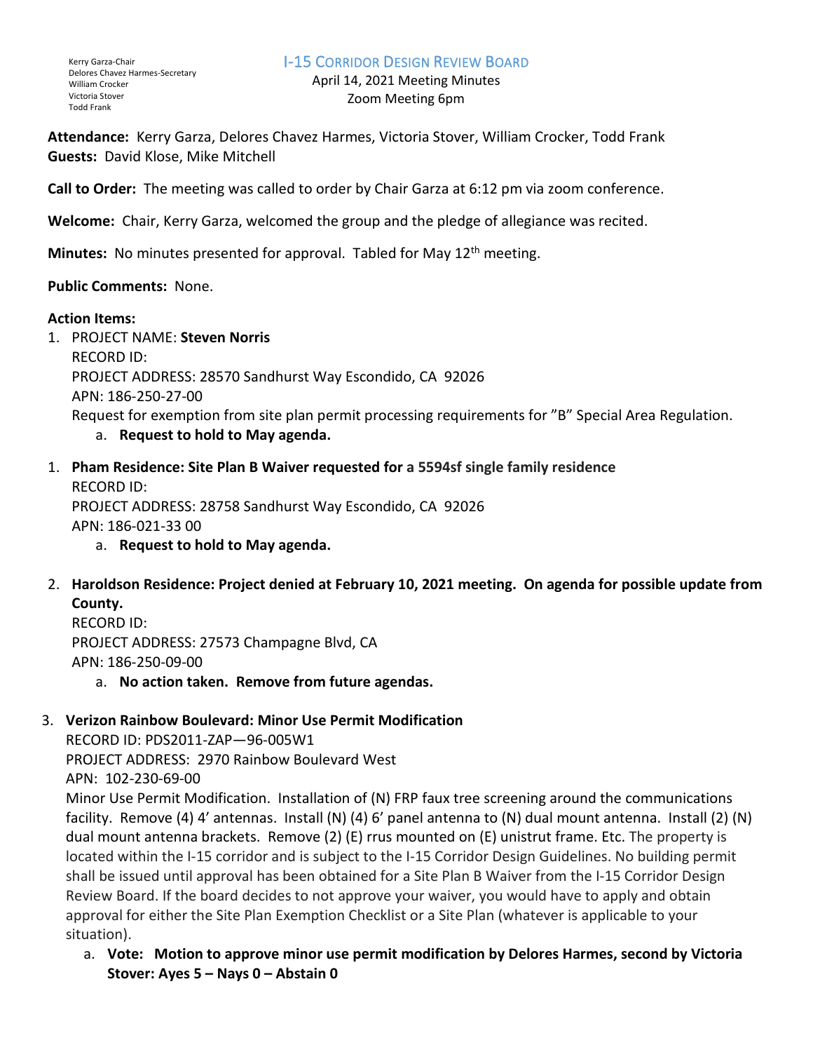Kerry Garza-Chair
Delores Chavez Harmes-Secretary
William Crocker
Victoria Stover
Todd Frank

# I-15 Corridor Design Review Board

April 14, 2021 Meeting Minutes
Zoom Meeting 6pm

**Attendance:** Kerry Garza, Delores Chavez Harmes, Victoria Stover, William Crocker, Todd Frank
**Guests:** David Klose, Mike Mitchell

**Call to Order:** The meeting was called to order by Chair Garza at 6:12 pm via zoom conference.

**Welcome:** Chair, Kerry Garza, welcomed the group and the pledge of allegiance was recited.

**Minutes:** No minutes presented for approval. Tabled for May 12th meeting.

**Public Comments:** None.

**Action Items:**

1. PROJECT NAME: **Steven Norris**
   RECORD ID:
   PROJECT ADDRESS: 28570 Sandhurst Way Escondido, CA 92026
   APN: 186-250-27-00
   Request for exemption from site plan permit processing requirements for "B" Special Area Regulation.
   a. **Request to hold to May agenda.**

1. **Pham Residence: Site Plan B Waiver requested for a 5594sf single family residence**
   RECORD ID:
   PROJECT ADDRESS: 28758 Sandhurst Way Escondido, CA 92026
   APN: 186-021-33 00
   a. **Request to hold to May agenda.**

2. **Haroldson Residence: Project denied at February 10, 2021 meeting. On agenda for possible update from County.**
   RECORD ID:
   PROJECT ADDRESS: 27573 Champagne Blvd, CA
   APN: 186-250-09-00
   a. **No action taken. Remove from future agendas.**

3. **Verizon Rainbow Boulevard: Minor Use Permit Modification**
   RECORD ID: PDS2011-ZAP—96-005W1
   PROJECT ADDRESS: 2970 Rainbow Boulevard West
   APN: 102-230-69-00
   Minor Use Permit Modification. Installation of (N) FRP faux tree screening around the communications facility. Remove (4) 4' antennas. Install (N) (4) 6' panel antenna to (N) dual mount antenna. Install (2) (N) dual mount antenna brackets. Remove (2) (E) rrus mounted on (E) unistrut frame. Etc. The property is located within the I-15 corridor and is subject to the I-15 Corridor Design Guidelines. No building permit shall be issued until approval has been obtained for a Site Plan B Waiver from the I-15 Corridor Design Review Board. If the board decides to not approve your waiver, you would have to apply and obtain approval for either the Site Plan Exemption Checklist or a Site Plan (whatever is applicable to your situation).
   a. **Vote: Motion to approve minor use permit modification by Delores Harmes, second by Victoria Stover: Ayes 5 – Nays 0 – Abstain 0**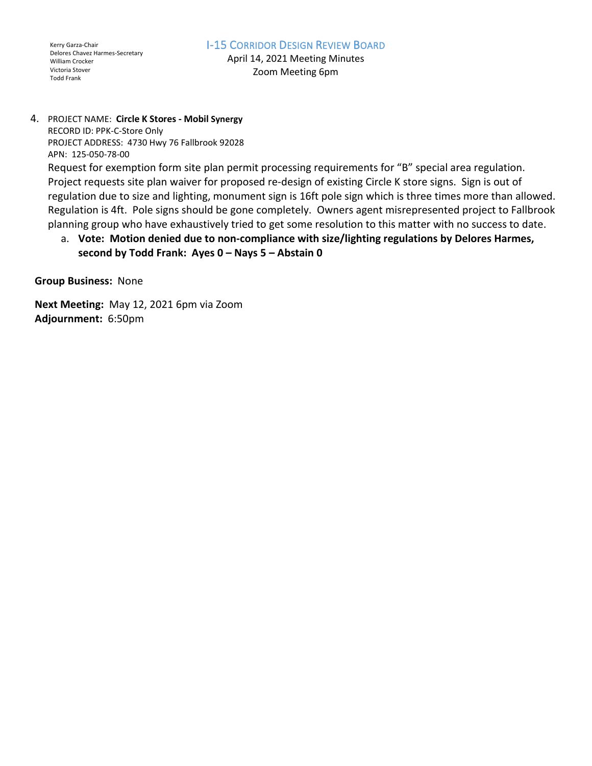Kerry Garza-Chair
Delores Chavez Harmes-Secretary
William Crocker
Victoria Stover
Todd Frank

# I-15 Corridor Design Review Board

April 14, 2021 Meeting Minutes
Zoom Meeting 6pm

4. PROJECT NAME: **Circle K Stores - Mobil Synergy**
   RECORD ID: PPK-C-Store Only
   PROJECT ADDRESS: 4730 Hwy 76 Fallbrook 92028
   APN: 125-050-78-00
   Request for exemption form site plan permit processing requirements for "B" special area regulation. Project requests site plan waiver for proposed re-design of existing Circle K store signs. Sign is out of regulation due to size and lighting, monument sign is 16ft pole sign which is three times more than allowed. Regulation is 4ft. Pole signs should be gone completely. Owners agent misrepresented project to Fallbrook planning group who have exhaustively tried to get some resolution to this matter with no success to date.
   a. **Vote: Motion denied due to non-compliance with size/lighting regulations by Delores Harmes, second by Todd Frank: Ayes 0 – Nays 5 – Abstain 0**

**Group Business:** None

**Next Meeting:** May 12, 2021 6pm via Zoom
**Adjournment:** 6:50pm